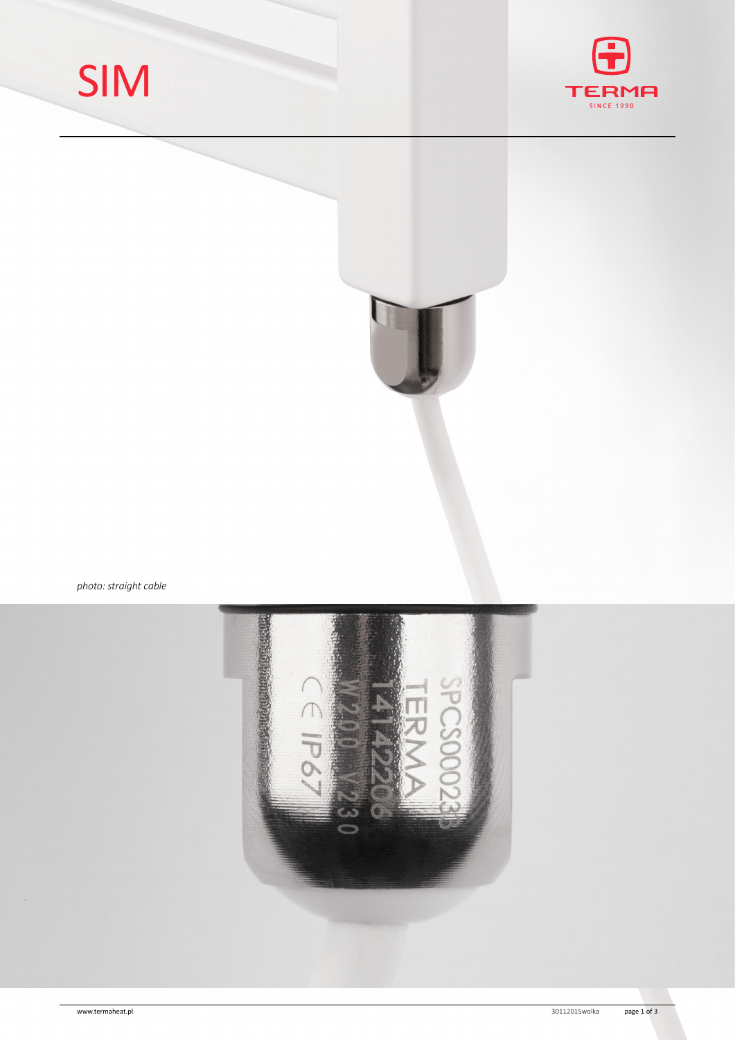# SIM

*photo: straight cable*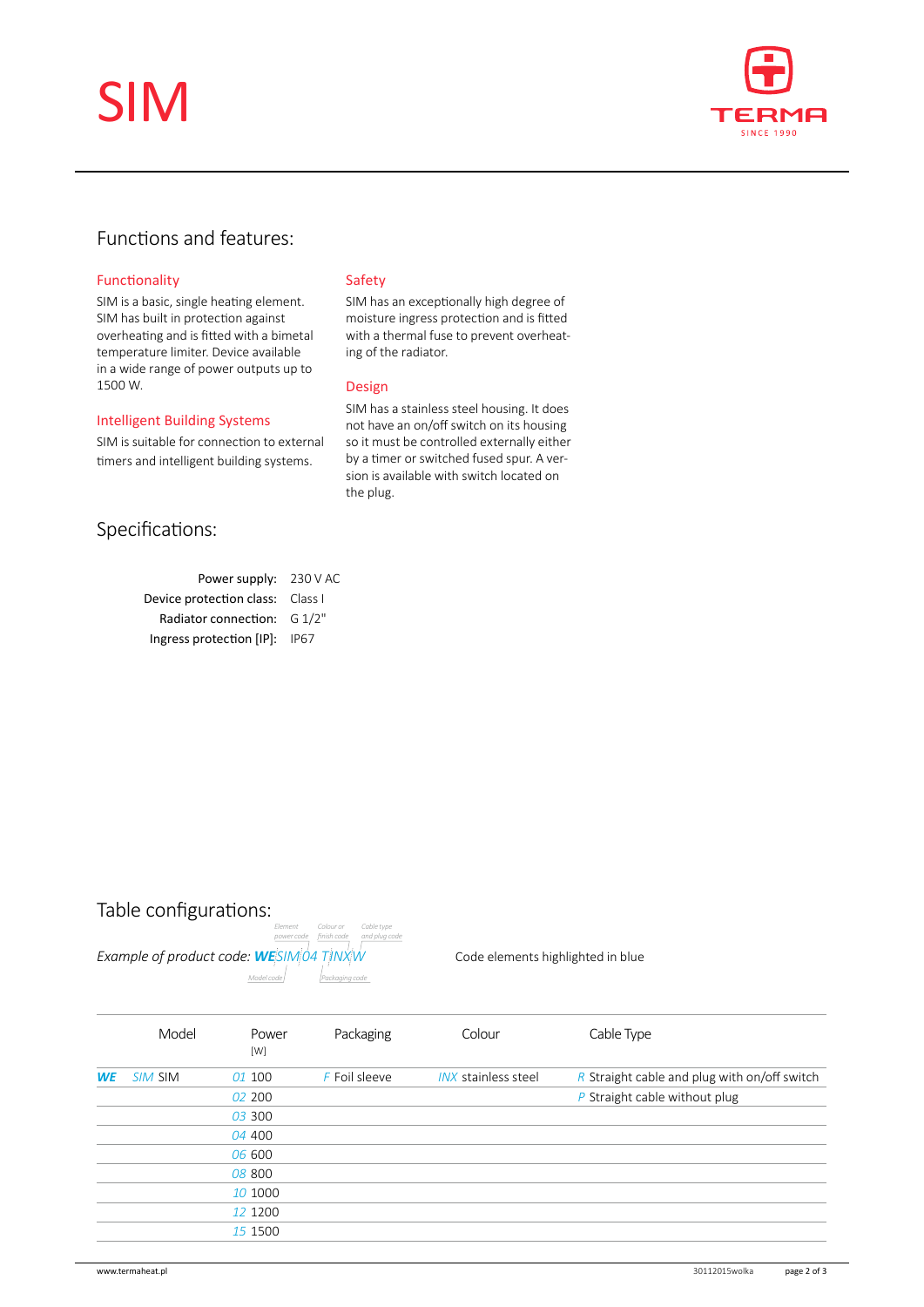# SIM

## Functions and features:

### Functionality

SIM is a basic, single heating element. SIM has built in protection against overheating and is fitted with a bimetal temperature limiter. Device available in a wide range of power outputs up to 1500 W.

### Intelligent Building Systems

SIM is suitable for connection to external timers and intelligent building systems.

### Safety

SIM has an exceptionally high degree of moisture ingress protection and is fitted with a thermal fuse to prevent overheating of the radiator.

### Design

SIM has a stainless steel housing. It does not have an on/off switch on its housing so it must be controlled externally either by a timer or switched fused spur. A version is available with switch located on the plug.

## Specifications:

| | |
|---|---|
| Power supply: | 230 V AC |
| Device protection class: | Class I |
| Radiator connection: | G 1/2" |
| Ingress protection [IP]: | IP67 |

## Table configurations:

*Example of product code:* ***WE****SIM 04 F INX W*

Element power code · Colour or finish code · Cable type and plug code · Model code · Packaging code

Code elements highlighted in blue

| | Model | Power [W] | Packaging | Colour | Cable Type |
|---|---|---|---|---|---|
| ***WE*** | *SIM* SIM | *01* 100 | *F* Foil sleeve | *INX* stainless steel | *R* Straight cable and plug with on/off switch |
| | | *02* 200 | | | *P* Straight cable without plug |
| | | *03* 300 | | | |
| | | *04* 400 | | | |
| | | *06* 600 | | | |
| | | *08* 800 | | | |
| | | *10* 1000 | | | |
| | | *12* 1200 | | | |
| | | *15* 1500 | | | |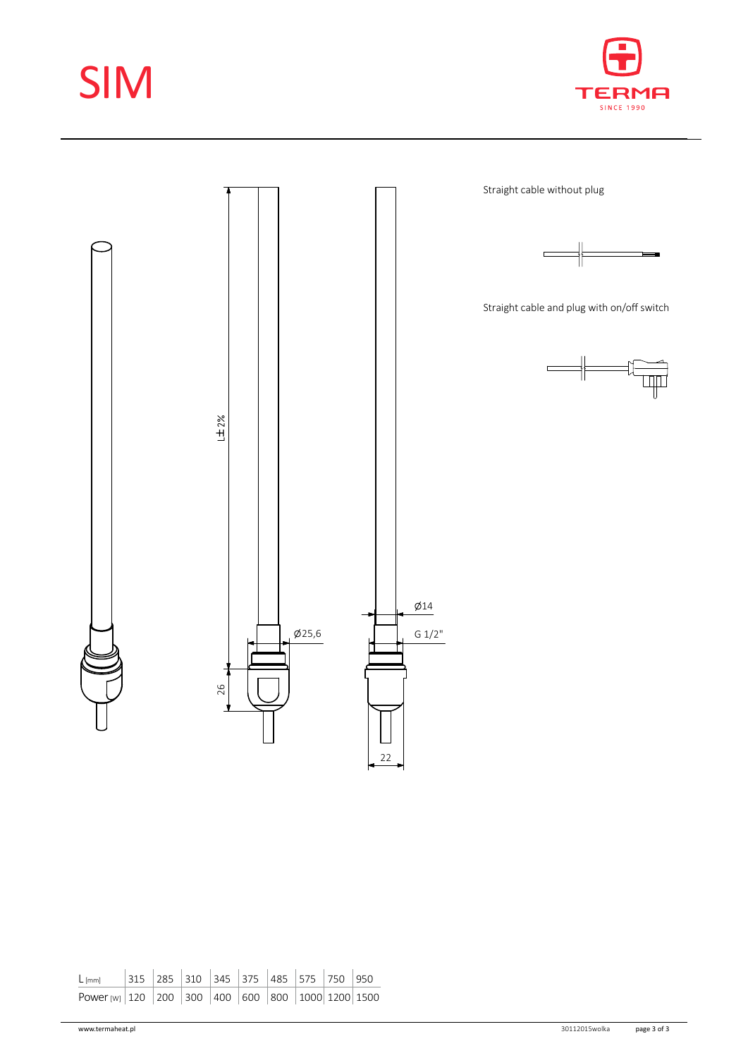# SIM

TERMA SINCE 1990

L ± 2%

26

Ø25,6

Ø14

G 1/2"

22

Straight cable without plug

Straight cable and plug with on/off switch

| L [mm] | 315 | 285 | 310 | 345 | 375 | 485 | 575 | 750 | 950 |
|---|---|---|---|---|---|---|---|---|---|
| Power [W] | 120 | 200 | 300 | 400 | 600 | 800 | 1000 | 1200 | 1500 |

www.termaheat.pl

30112015wolka